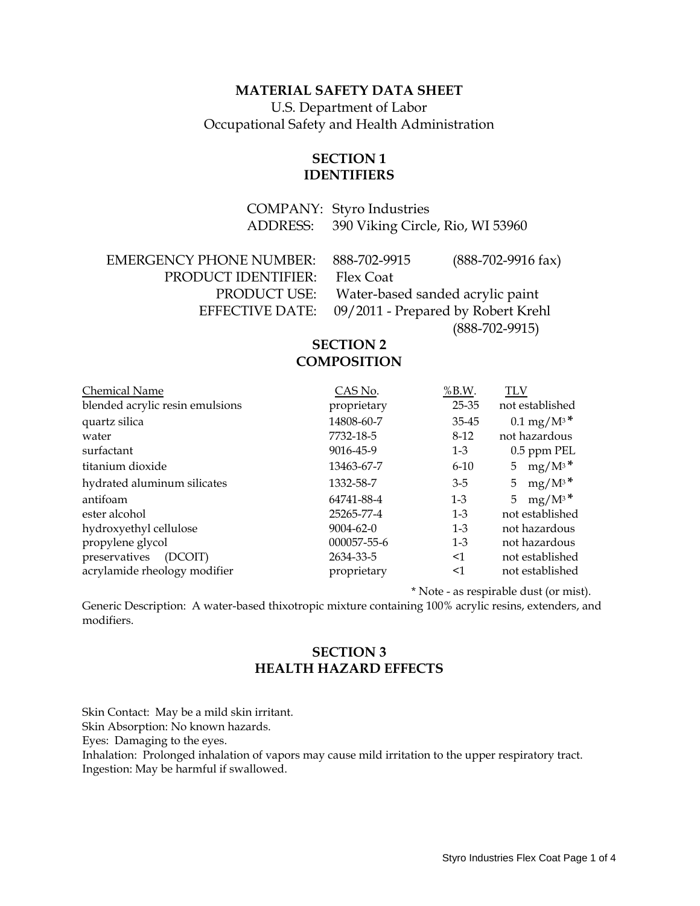# MATERIAL SAFETY DATA SHEET

U.S. Department of Labor
Occupational Safety and Health Administration

## SECTION 1
## IDENTIFIERS

COMPANY: Styro Industries
ADDRESS: 390 Viking Circle, Rio, WI 53960

EMERGENCY PHONE NUMBER: 888-702-9915 (888-702-9916 fax)
PRODUCT IDENTIFIER: Flex Coat
PRODUCT USE: Water-based sanded acrylic paint
EFFECTIVE DATE: 09/2011 - Prepared by Robert Krehl (888-702-9915)

## SECTION 2
## COMPOSITION

| Chemical Name | CAS No. | %B.W. | TLV |
|---|---|---|---|
| blended acrylic resin emulsions | proprietary | 25-35 | not established |
| quartz silica | 14808-60-7 | 35-45 | 0.1 $mg/M^3$ * |
| water | 7732-18-5 | 8-12 | not hazardous |
| surfactant | 9016-45-9 | 1-3 | 0.5 ppm PEL |
| titanium dioxide | 13463-67-7 | 6-10 | 5 $mg/M^3$ * |
| hydrated aluminum silicates | 1332-58-7 | 3-5 | 5 $mg/M^3$ * |
| antifoam | 64741-88-4 | 1-3 | 5 $mg/M^3$ * |
| ester alcohol | 25265-77-4 | 1-3 | not established |
| hydroxyethyl cellulose | 9004-62-0 | 1-3 | not hazardous |
| propylene glycol | 000057-55-6 | 1-3 | not hazardous |
| preservatives (DCOIT) | 2634-33-5 | <1 | not established |
| acrylamide rheology modifier | proprietary | <1 | not established |

\* Note - as respirable dust (or mist).

Generic Description: A water-based thixotropic mixture containing 100% acrylic resins, extenders, and modifiers.

## SECTION 3
## HEALTH HAZARD EFFECTS

Skin Contact: May be a mild skin irritant.
Skin Absorption: No known hazards.
Eyes: Damaging to the eyes.
Inhalation: Prolonged inhalation of vapors may cause mild irritation to the upper respiratory tract.
Ingestion: May be harmful if swallowed.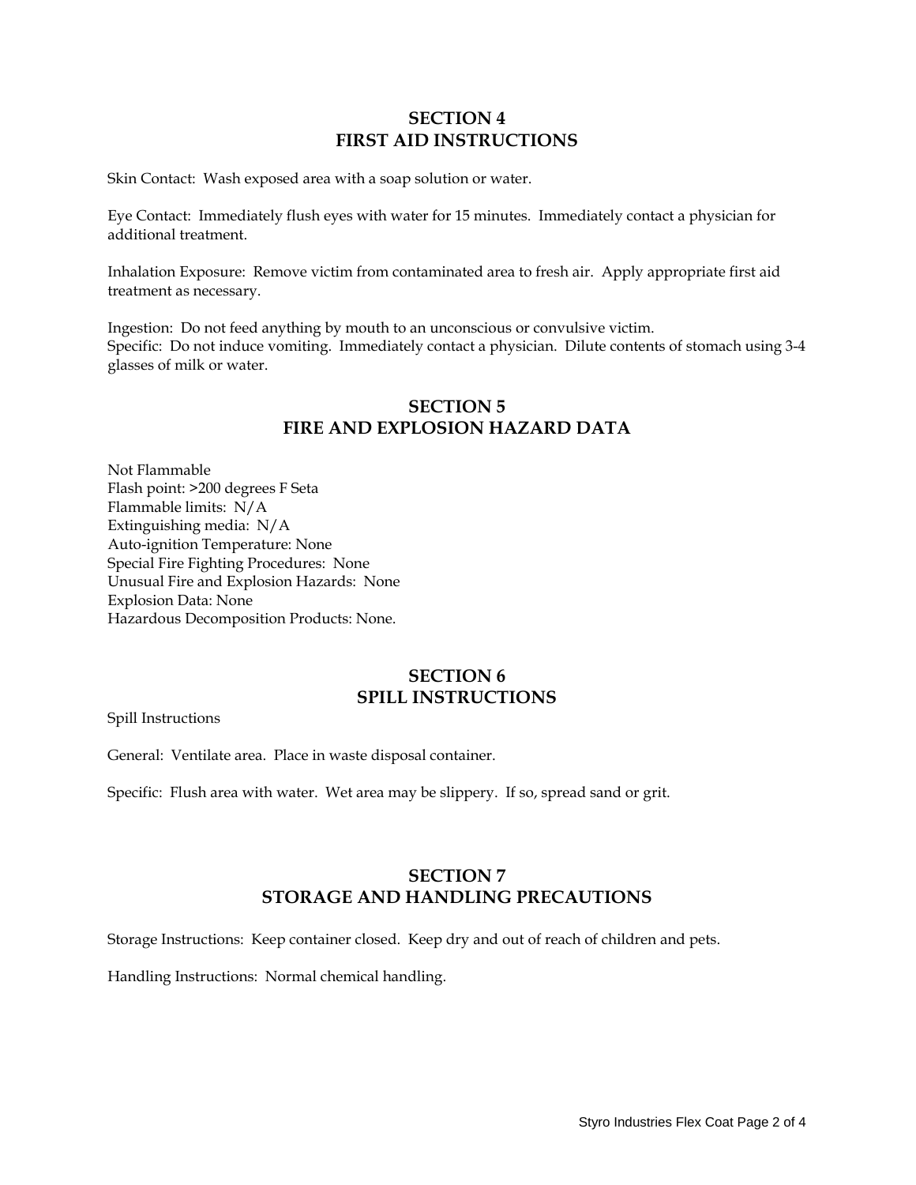## SECTION 4
## FIRST AID INSTRUCTIONS

Skin Contact: Wash exposed area with a soap solution or water.

Eye Contact: Immediately flush eyes with water for 15 minutes. Immediately contact a physician for additional treatment.

Inhalation Exposure: Remove victim from contaminated area to fresh air. Apply appropriate first aid treatment as necessary.

Ingestion: Do not feed anything by mouth to an unconscious or convulsive victim.
Specific: Do not induce vomiting. Immediately contact a physician. Dilute contents of stomach using 3-4 glasses of milk or water.

## SECTION 5
## FIRE AND EXPLOSION HAZARD DATA

Not Flammable
Flash point: >200 degrees F Seta
Flammable limits: N/A
Extinguishing media: N/A
Auto-ignition Temperature: None
Special Fire Fighting Procedures: None
Unusual Fire and Explosion Hazards: None
Explosion Data: None
Hazardous Decomposition Products: None.

## SECTION 6
## SPILL INSTRUCTIONS

Spill Instructions

General: Ventilate area. Place in waste disposal container.

Specific: Flush area with water. Wet area may be slippery. If so, spread sand or grit.

## SECTION 7
## STORAGE AND HANDLING PRECAUTIONS

Storage Instructions: Keep container closed. Keep dry and out of reach of children and pets.

Handling Instructions: Normal chemical handling.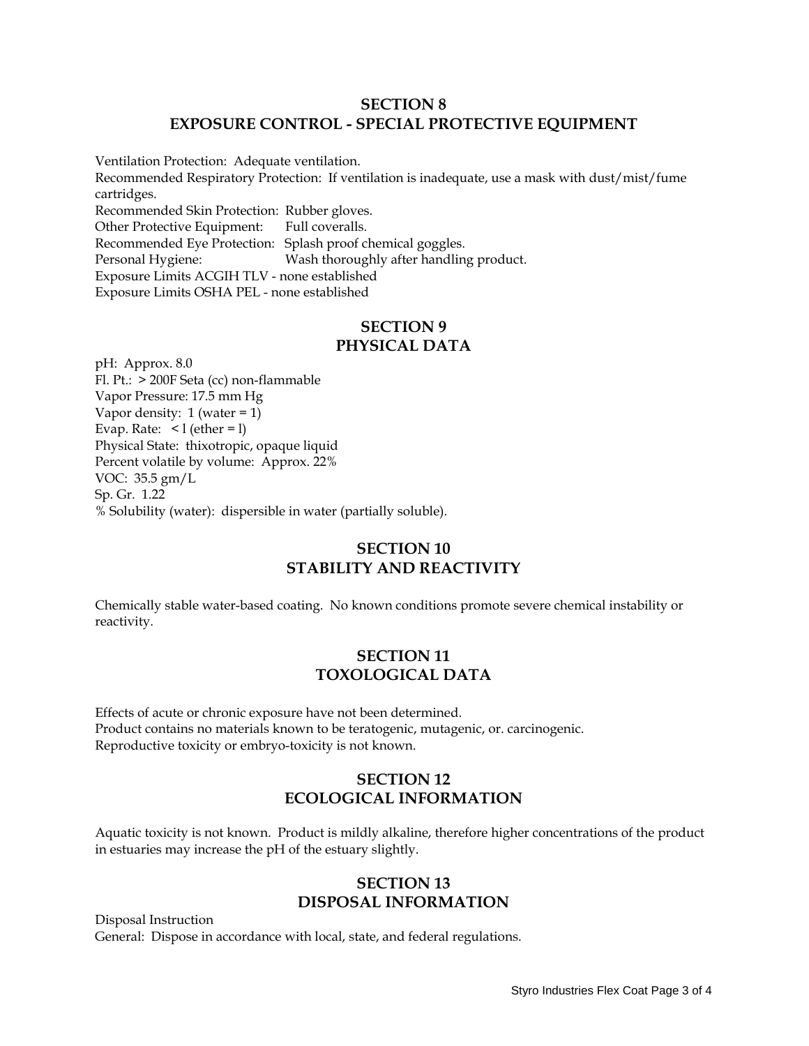## SECTION 8
## EXPOSURE CONTROL - SPECIAL PROTECTIVE EQUIPMENT

Ventilation Protection: Adequate ventilation.
Recommended Respiratory Protection: If ventilation is inadequate, use a mask with dust/mist/fume cartridges.
Recommended Skin Protection: Rubber gloves.
Other Protective Equipment: Full coveralls.
Recommended Eye Protection: Splash proof chemical goggles.
Personal Hygiene: Wash thoroughly after handling product.
Exposure Limits ACGIH TLV - none established
Exposure Limits OSHA PEL - none established

## SECTION 9
## PHYSICAL DATA

pH: Approx. 8.0
Fl. Pt.: > 200F Seta (cc) non-flammable
Vapor Pressure: 17.5 mm Hg
Vapor density: 1 (water = 1)
Evap. Rate: < l (ether = l)
Physical State: thixotropic, opaque liquid
Percent volatile by volume: Approx. 22%
VOC: 35.5 gm/L
Sp. Gr. 1.22
% Solubility (water): dispersible in water (partially soluble).

## SECTION 10
## STABILITY AND REACTIVITY

Chemically stable water-based coating. No known conditions promote severe chemical instability or reactivity.

## SECTION 11
## TOXOLOGICAL DATA

Effects of acute or chronic exposure have not been determined.
Product contains no materials known to be teratogenic, mutagenic, or. carcinogenic.
Reproductive toxicity or embryo-toxicity is not known.

## SECTION 12
## ECOLOGICAL INFORMATION

Aquatic toxicity is not known. Product is mildly alkaline, therefore higher concentrations of the product in estuaries may increase the pH of the estuary slightly.

## SECTION 13
## DISPOSAL INFORMATION

Disposal Instruction
General: Dispose in accordance with local, state, and federal regulations.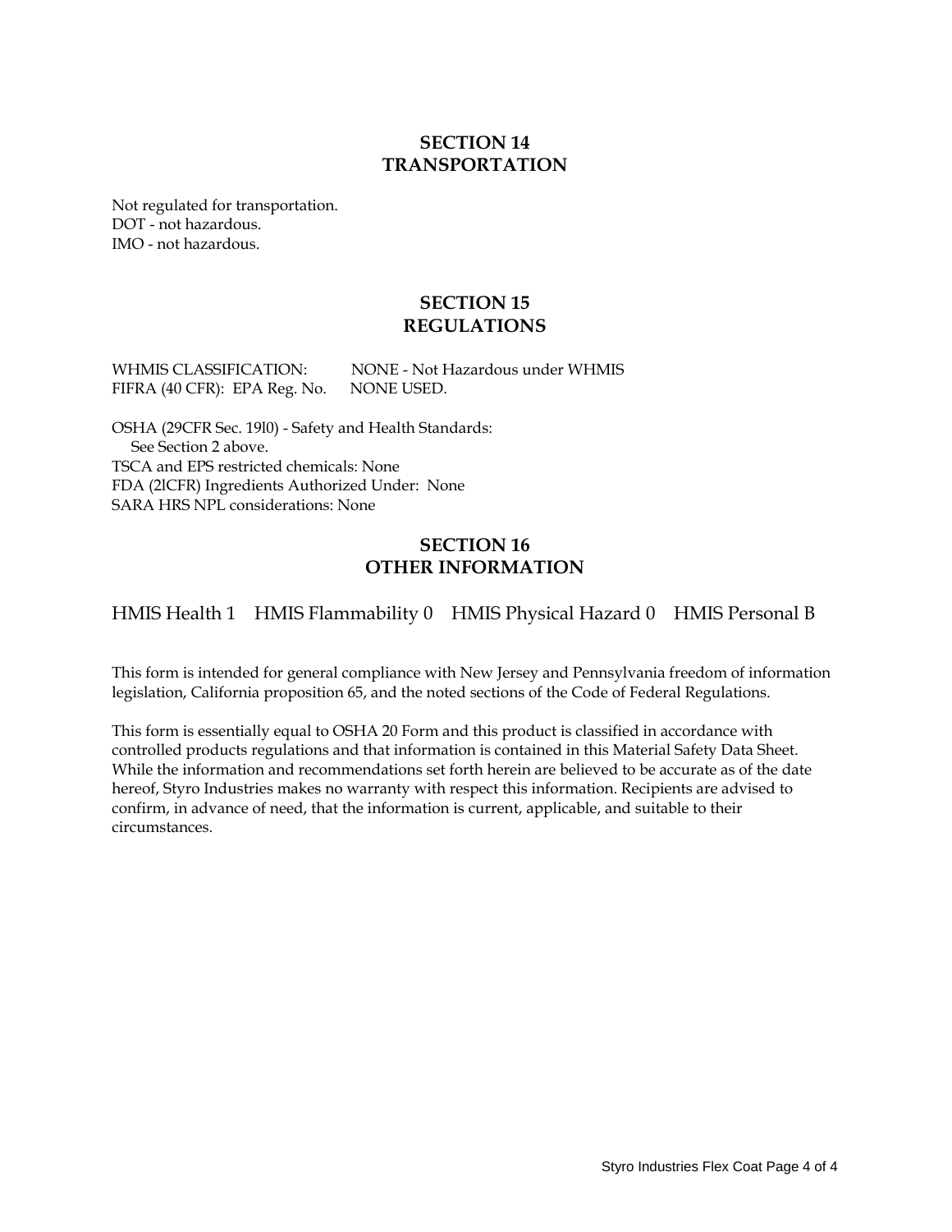## SECTION 14
## TRANSPORTATION

Not regulated for transportation.
DOT - not hazardous.
IMO - not hazardous.

## SECTION 15
## REGULATIONS

WHMIS CLASSIFICATION: NONE - Not Hazardous under WHMIS
FIFRA (40 CFR): EPA Reg. No. NONE USED.

OSHA (29CFR Sec. 19l0) - Safety and Health Standards:
See Section 2 above.
TSCA and EPS restricted chemicals: None
FDA (2lCFR) Ingredients Authorized Under: None
SARA HRS NPL considerations: None

## SECTION 16
## OTHER INFORMATION

HMIS Health 1 HMIS Flammability 0 HMIS Physical Hazard 0 HMIS Personal B

This form is intended for general compliance with New Jersey and Pennsylvania freedom of information legislation, California proposition 65, and the noted sections of the Code of Federal Regulations.

This form is essentially equal to OSHA 20 Form and this product is classified in accordance with controlled products regulations and that information is contained in this Material Safety Data Sheet. While the information and recommendations set forth herein are believed to be accurate as of the date hereof, Styro Industries makes no warranty with respect this information. Recipients are advised to confirm, in advance of need, that the information is current, applicable, and suitable to their circumstances.